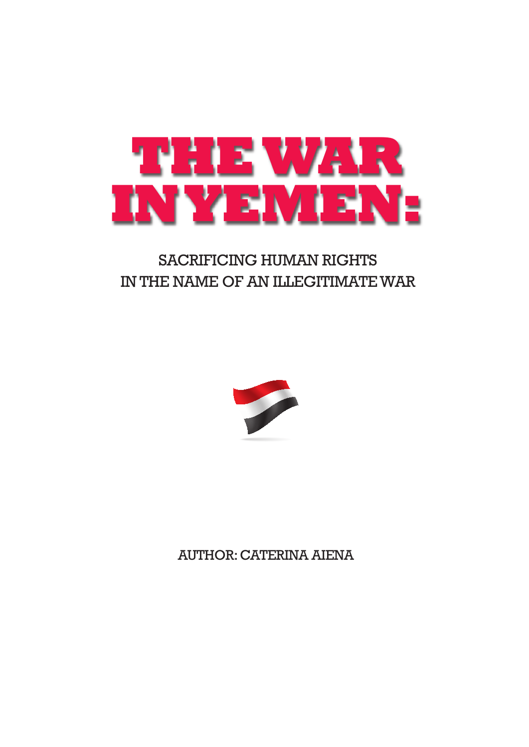# THE WAR IN YEMEN:

## SACRIFICING HUMAN RIGHTS IN THE NAME OF AN ILLEGITIMATE WAR

AUTHOR: CATERINA AIENA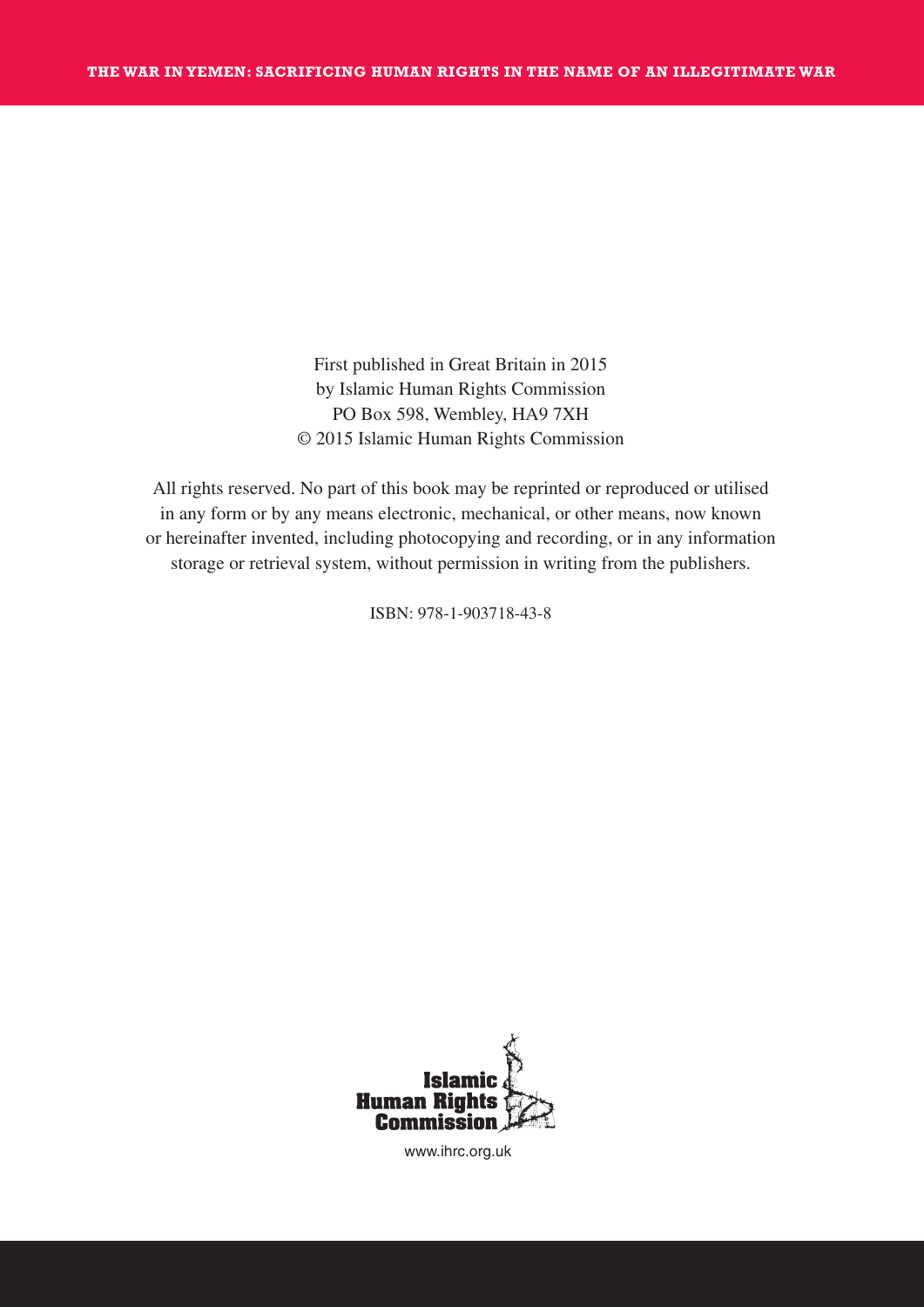First published in Great Britain in 2015
by Islamic Human Rights Commission
PO Box 598, Wembley, HA9 7XH
© 2015 Islamic Human Rights Commission

All rights reserved. No part of this book may be reprinted or reproduced or utilised in any form or by any means electronic, mechanical, or other means, now known or hereinafter invented, including photocopying and recording, or in any information storage or retrieval system, without permission in writing from the publishers.

ISBN: 978-1-903718-43-8

Islamic Human Rights Commission

www.ihrc.org.uk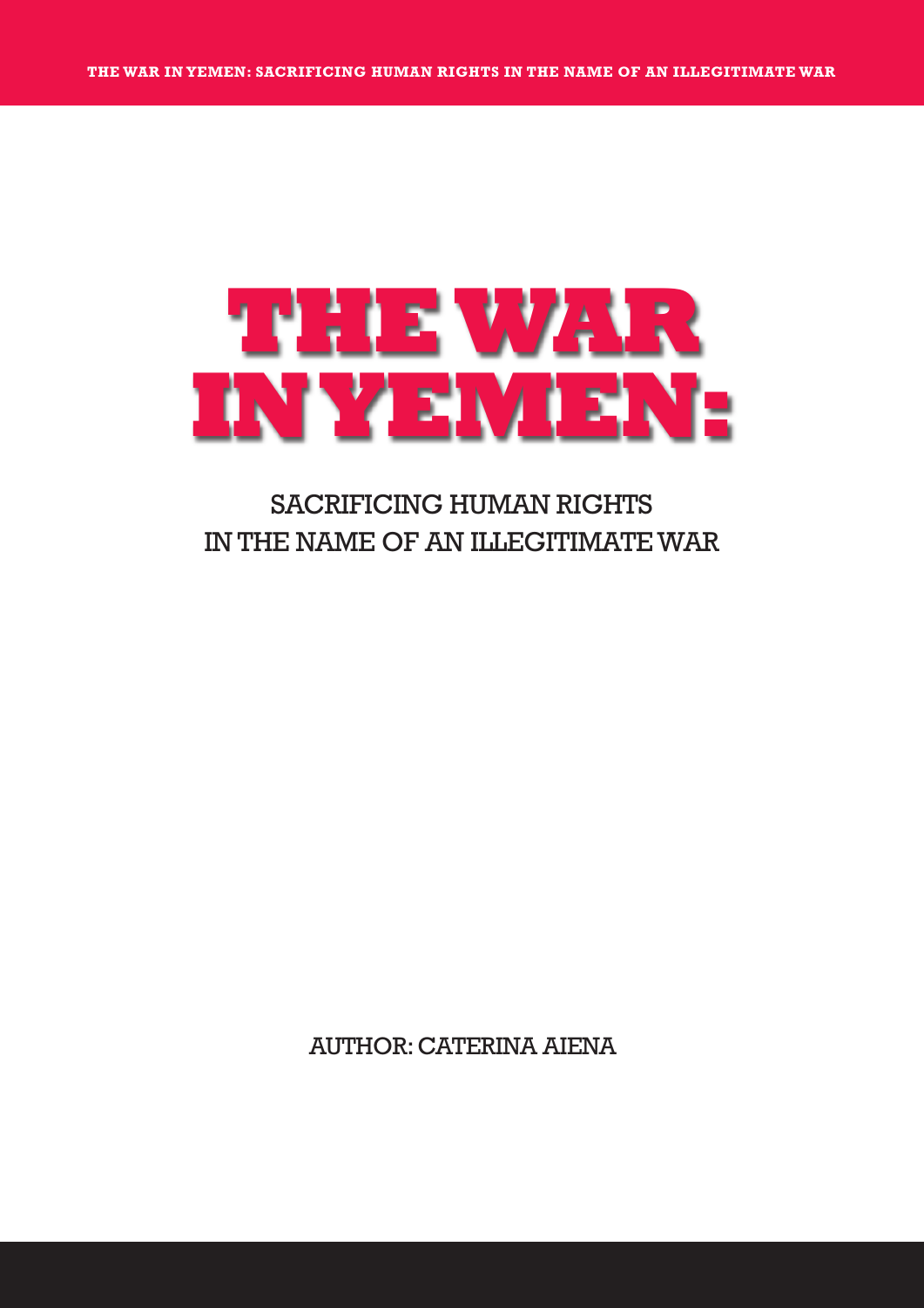# THE WAR IN YEMEN:

## SACRIFICING HUMAN RIGHTS IN THE NAME OF AN ILLEGITIMATE WAR

AUTHOR: CATERINA AIENA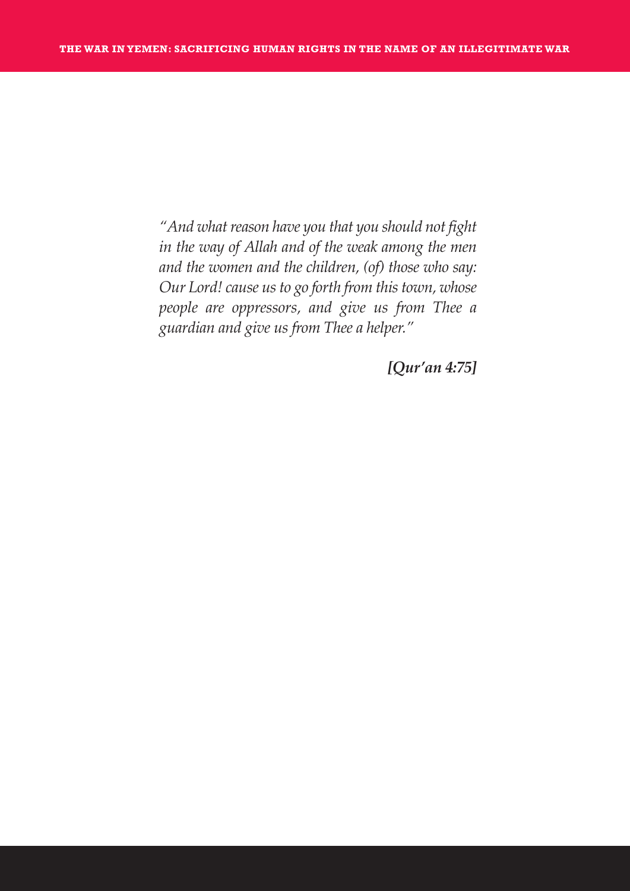*"And what reason have you that you should not fight in the way of Allah and of the weak among the men and the women and the children, (of) those who say: Our Lord! cause us to go forth from this town, whose people are oppressors, and give us from Thee a guardian and give us from Thee a helper."*

***[Qur'an 4:75]***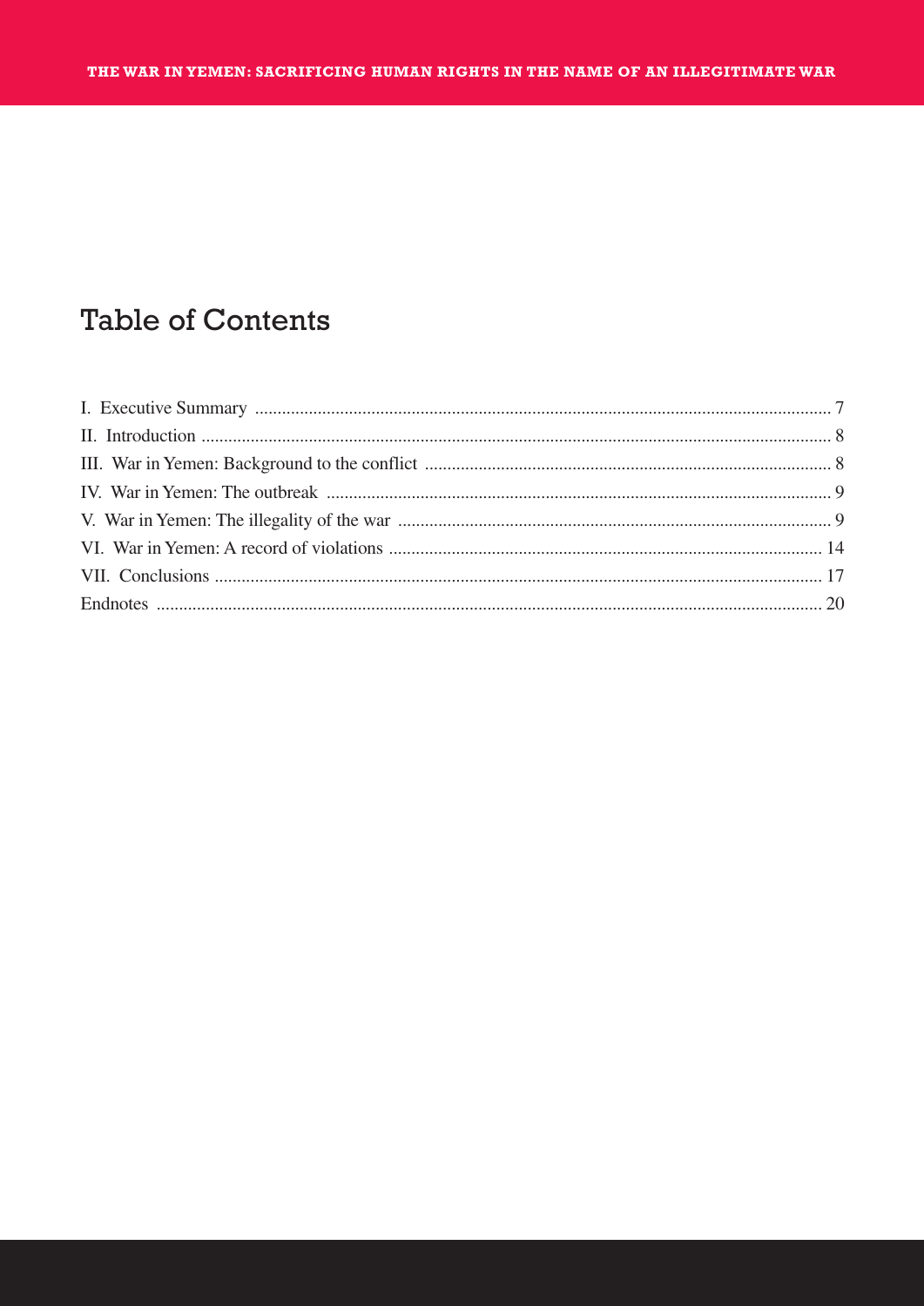## Table of Contents

I. Executive Summary ................................................................................................................................ 7
II. Introduction ........................................................................................................................................... 8
III. War in Yemen: Background to the conflict .......................................................................................... 8
IV. War in Yemen: The outbreak ................................................................................................................ 9
V. War in Yemen: The illegality of the war ................................................................................................ 9
VI. War in Yemen: A record of violations ................................................................................................ 14
VII. Conclusions ....................................................................................................................................... 17
Endnotes .................................................................................................................................................. 20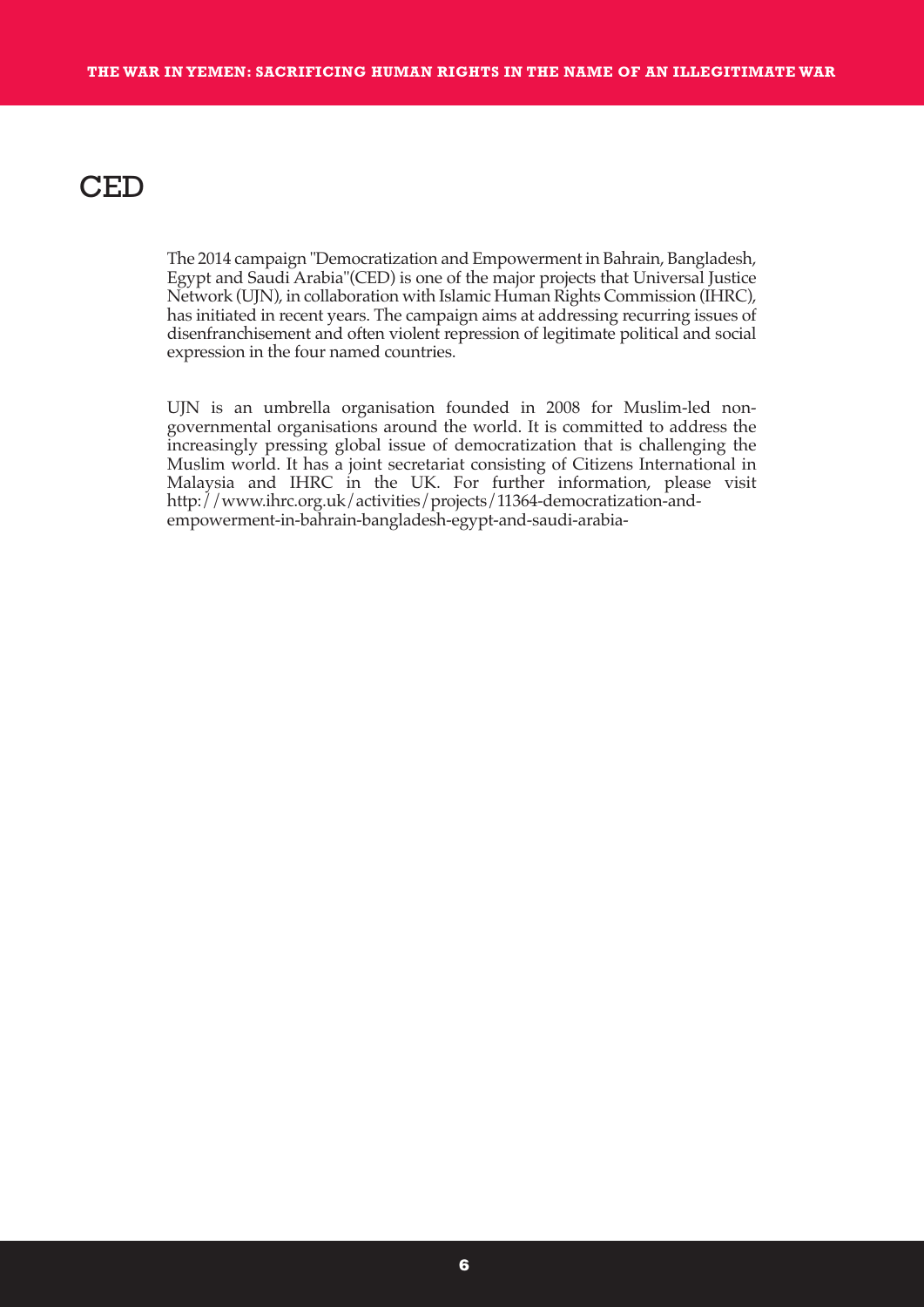# CED

The 2014 campaign "Democratization and Empowerment in Bahrain, Bangladesh, Egypt and Saudi Arabia"(CED) is one of the major projects that Universal Justice Network (UJN), in collaboration with Islamic Human Rights Commission (IHRC), has initiated in recent years. The campaign aims at addressing recurring issues of disenfranchisement and often violent repression of legitimate political and social expression in the four named countries.

UJN is an umbrella organisation founded in 2008 for Muslim-led non-governmental organisations around the world. It is committed to address the increasingly pressing global issue of democratization that is challenging the Muslim world. It has a joint secretariat consisting of Citizens International in Malaysia and IHRC in the UK. For further information, please visit http://www.ihrc.org.uk/activities/projects/11364-democratization-and-empowerment-in-bahrain-bangladesh-egypt-and-saudi-arabia-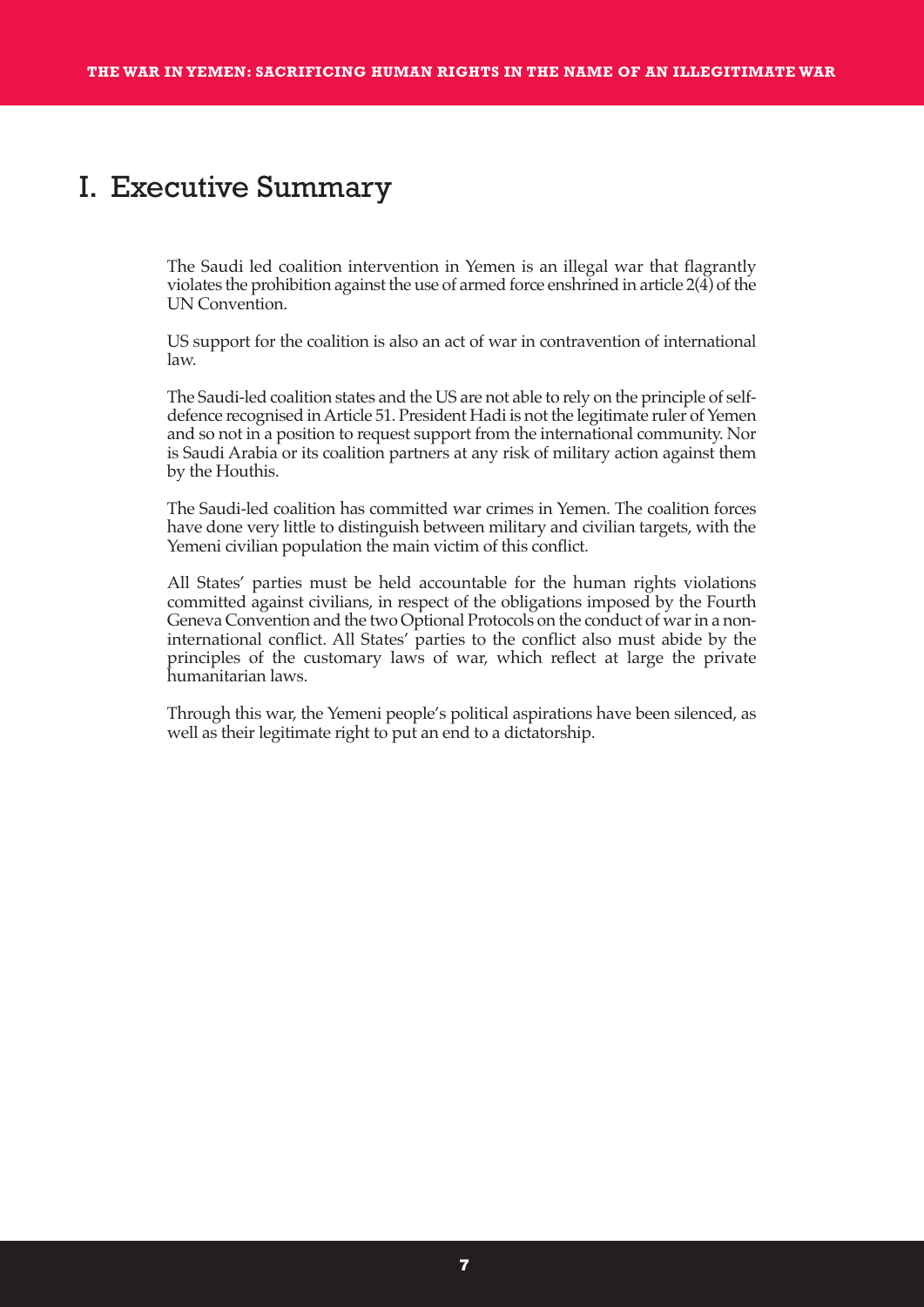# I. Executive Summary

The Saudi led coalition intervention in Yemen is an illegal war that flagrantly violates the prohibition against the use of armed force enshrined in article 2(4) of the UN Convention.

US support for the coalition is also an act of war in contravention of international law.

The Saudi-led coalition states and the US are not able to rely on the principle of self-defence recognised in Article 51. President Hadi is not the legitimate ruler of Yemen and so not in a position to request support from the international community. Nor is Saudi Arabia or its coalition partners at any risk of military action against them by the Houthis.

The Saudi-led coalition has committed war crimes in Yemen. The coalition forces have done very little to distinguish between military and civilian targets, with the Yemeni civilian population the main victim of this conflict.

All States' parties must be held accountable for the human rights violations committed against civilians, in respect of the obligations imposed by the Fourth Geneva Convention and the two Optional Protocols on the conduct of war in a non-international conflict. All States' parties to the conflict also must abide by the principles of the customary laws of war, which reflect at large the private humanitarian laws.

Through this war, the Yemeni people's political aspirations have been silenced, as well as their legitimate right to put an end to a dictatorship.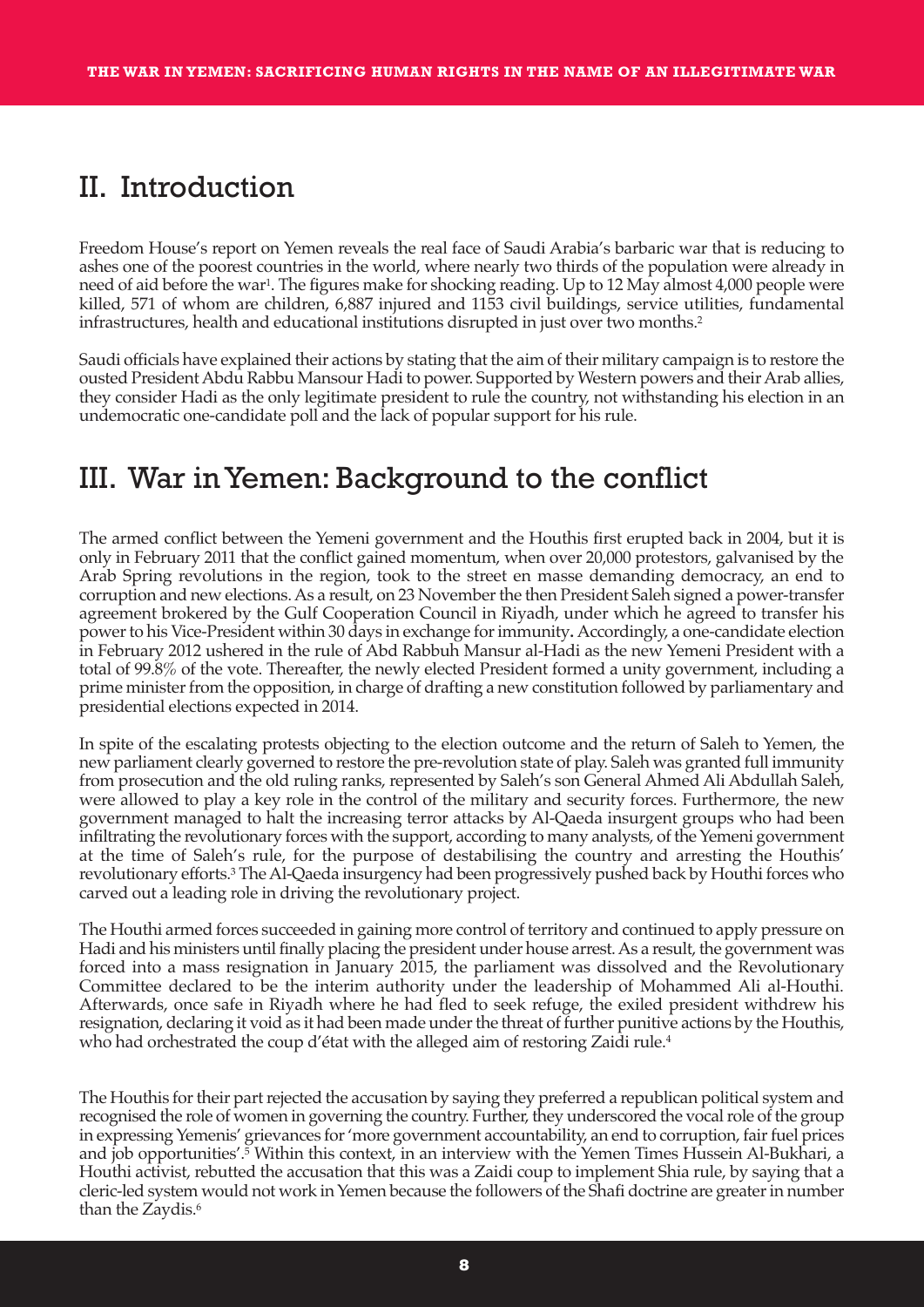## II. Introduction

Freedom House's report on Yemen reveals the real face of Saudi Arabia's barbaric war that is reducing to ashes one of the poorest countries in the world, where nearly two thirds of the population were already in need of aid before the war[1]. The figures make for shocking reading. Up to 12 May almost 4,000 people were killed, 571 of whom are children, 6,887 injured and 1153 civil buildings, service utilities, fundamental infrastructures, health and educational institutions disrupted in just over two months.[2]

Saudi officials have explained their actions by stating that the aim of their military campaign is to restore the ousted President Abdu Rabbu Mansour Hadi to power. Supported by Western powers and their Arab allies, they consider Hadi as the only legitimate president to rule the country, not withstanding his election in an undemocratic one-candidate poll and the lack of popular support for his rule.

## III. War in Yemen: Background to the conflict

The armed conflict between the Yemeni government and the Houthis first erupted back in 2004, but it is only in February 2011 that the conflict gained momentum, when over 20,000 protestors, galvanised by the Arab Spring revolutions in the region, took to the street en masse demanding democracy, an end to corruption and new elections. As a result, on 23 November the then President Saleh signed a power-transfer agreement brokered by the Gulf Cooperation Council in Riyadh, under which he agreed to transfer his power to his Vice-President within 30 days in exchange for immunity**.** Accordingly, a one-candidate election in February 2012 ushered in the rule of Abd Rabbuh Mansur al-Hadi as the new Yemeni President with a total of 99.8% of the vote. Thereafter, the newly elected President formed a unity government, including a prime minister from the opposition, in charge of drafting a new constitution followed by parliamentary and presidential elections expected in 2014.

In spite of the escalating protests objecting to the election outcome and the return of Saleh to Yemen, the new parliament clearly governed to restore the pre-revolution state of play. Saleh was granted full immunity from prosecution and the old ruling ranks, represented by Saleh's son General Ahmed Ali Abdullah Saleh, were allowed to play a key role in the control of the military and security forces. Furthermore, the new government managed to halt the increasing terror attacks by Al-Qaeda insurgent groups who had been infiltrating the revolutionary forces with the support, according to many analysts, of the Yemeni government at the time of Saleh's rule, for the purpose of destabilising the country and arresting the Houthis' revolutionary efforts.[3] The Al-Qaeda insurgency had been progressively pushed back by Houthi forces who carved out a leading role in driving the revolutionary project.

The Houthi armed forces succeeded in gaining more control of territory and continued to apply pressure on Hadi and his ministers until finally placing the president under house arrest. As a result, the government was forced into a mass resignation in January 2015, the parliament was dissolved and the Revolutionary Committee declared to be the interim authority under the leadership of Mohammed Ali al-Houthi. Afterwards, once safe in Riyadh where he had fled to seek refuge, the exiled president withdrew his resignation, declaring it void as it had been made under the threat of further punitive actions by the Houthis, who had orchestrated the coup d'état with the alleged aim of restoring Zaidi rule.[4]

The Houthis for their part rejected the accusation by saying they preferred a republican political system and recognised the role of women in governing the country. Further, they underscored the vocal role of the group in expressing Yemenis' grievances for 'more government accountability, an end to corruption, fair fuel prices and job opportunities'.[5] Within this context, in an interview with the Yemen Times Hussein Al-Bukhari, a Houthi activist, rebutted the accusation that this was a Zaidi coup to implement Shia rule, by saying that a cleric-led system would not work in Yemen because the followers of the Shafi doctrine are greater in number than the Zaydis.[6]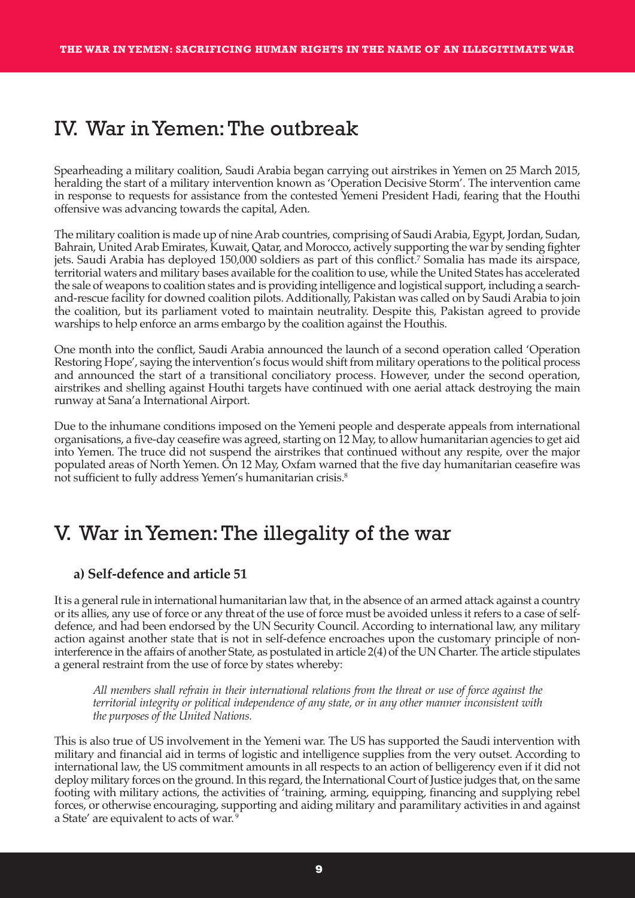## IV. War in Yemen: The outbreak

Spearheading a military coalition, Saudi Arabia began carrying out airstrikes in Yemen on 25 March 2015, heralding the start of a military intervention known as 'Operation Decisive Storm'. The intervention came in response to requests for assistance from the contested Yemeni President Hadi, fearing that the Houthi offensive was advancing towards the capital, Aden.

The military coalition is made up of nine Arab countries, comprising of Saudi Arabia, Egypt, Jordan, Sudan, Bahrain, United Arab Emirates, Kuwait, Qatar, and Morocco, actively supporting the war by sending fighter jets. Saudi Arabia has deployed 150,000 soldiers as part of this conflict.[7] Somalia has made its airspace, territorial waters and military bases available for the coalition to use, while the United States has accelerated the sale of weapons to coalition states and is providing intelligence and logistical support, including a search-and-rescue facility for downed coalition pilots. Additionally, Pakistan was called on by Saudi Arabia to join the coalition, but its parliament voted to maintain neutrality. Despite this, Pakistan agreed to provide warships to help enforce an arms embargo by the coalition against the Houthis.

One month into the conflict, Saudi Arabia announced the launch of a second operation called 'Operation Restoring Hope', saying the intervention's focus would shift from military operations to the political process and announced the start of a transitional conciliatory process. However, under the second operation, airstrikes and shelling against Houthi targets have continued with one aerial attack destroying the main runway at Sana'a International Airport.

Due to the inhumane conditions imposed on the Yemeni people and desperate appeals from international organisations, a five-day ceasefire was agreed, starting on 12 May, to allow humanitarian agencies to get aid into Yemen. The truce did not suspend the airstrikes that continued without any respite, over the major populated areas of North Yemen. On 12 May, Oxfam warned that the five day humanitarian ceasefire was not sufficient to fully address Yemen's humanitarian crisis.[8]

## V. War in Yemen: The illegality of the war

### a) Self-defence and article 51

It is a general rule in international humanitarian law that, in the absence of an armed attack against a country or its allies, any use of force or any threat of the use of force must be avoided unless it refers to a case of self-defence, and had been endorsed by the UN Security Council. According to international law, any military action against another state that is not in self-defence encroaches upon the customary principle of non-interference in the affairs of another State, as postulated in article 2(4) of the UN Charter. The article stipulates a general restraint from the use of force by states whereby:

> *All members shall refrain in their international relations from the threat or use of force against the territorial integrity or political independence of any state, or in any other manner inconsistent with the purposes of the United Nations.*

This is also true of US involvement in the Yemeni war. The US has supported the Saudi intervention with military and financial aid in terms of logistic and intelligence supplies from the very outset. According to international law, the US commitment amounts in all respects to an action of belligerency even if it did not deploy military forces on the ground. In this regard, the International Court of Justice judges that, on the same footing with military actions, the activities of 'training, arming, equipping, financing and supplying rebel forces, or otherwise encouraging, supporting and aiding military and paramilitary activities in and against a State' are equivalent to acts of war.[9]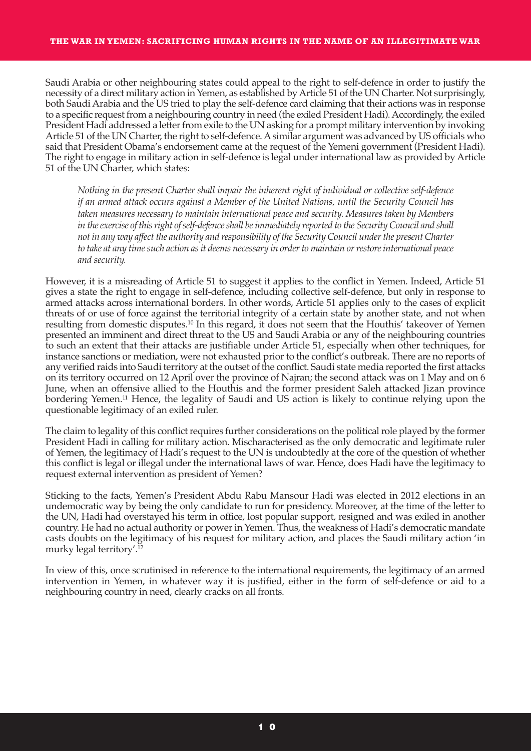Saudi Arabia or other neighbouring states could appeal to the right to self-defence in order to justify the necessity of a direct military action in Yemen, as established by Article 51 of the UN Charter. Not surprisingly, both Saudi Arabia and the US tried to play the self-defence card claiming that their actions was in response to a specific request from a neighbouring country in need (the exiled President Hadi). Accordingly, the exiled President Hadi addressed a letter from exile to the UN asking for a prompt military intervention by invoking Article 51 of the UN Charter, the right to self-defence. A similar argument was advanced by US officials who said that President Obama's endorsement came at the request of the Yemeni government (President Hadi). The right to engage in military action in self-defence is legal under international law as provided by Article 51 of the UN Charter, which states:

> *Nothing in the present Charter shall impair the inherent right of individual or collective self-defence if an armed attack occurs against a Member of the United Nations, until the Security Council has taken measures necessary to maintain international peace and security. Measures taken by Members in the exercise of this right of self-defence shall be immediately reported to the Security Council and shall not in any way affect the authority and responsibility of the Security Council under the present Charter to take at any time such action as it deems necessary in order to maintain or restore international peace and security.*

However, it is a misreading of Article 51 to suggest it applies to the conflict in Yemen. Indeed, Article 51 gives a state the right to engage in self-defence, including collective self-defence, but only in response to armed attacks across international borders. In other words, Article 51 applies only to the cases of explicit threats of or use of force against the territorial integrity of a certain state by another state, and not when resulting from domestic disputes.[10] In this regard, it does not seem that the Houthis' takeover of Yemen presented an imminent and direct threat to the US and Saudi Arabia or any of the neighbouring countries to such an extent that their attacks are justifiable under Article 51, especially when other techniques, for instance sanctions or mediation, were not exhausted prior to the conflict's outbreak. There are no reports of any verified raids into Saudi territory at the outset of the conflict. Saudi state media reported the first attacks on its territory occurred on 12 April over the province of Najran; the second attack was on 1 May and on 6 June, when an offensive allied to the Houthis and the former president Saleh attacked Jizan province bordering Yemen.[11] Hence, the legality of Saudi and US action is likely to continue relying upon the questionable legitimacy of an exiled ruler.

The claim to legality of this conflict requires further considerations on the political role played by the former President Hadi in calling for military action. Mischaracterised as the only democratic and legitimate ruler of Yemen, the legitimacy of Hadi's request to the UN is undoubtedly at the core of the question of whether this conflict is legal or illegal under the international laws of war. Hence, does Hadi have the legitimacy to request external intervention as president of Yemen?

Sticking to the facts, Yemen's President Abdu Rabu Mansour Hadi was elected in 2012 elections in an undemocratic way by being the only candidate to run for presidency. Moreover, at the time of the letter to the UN, Hadi had overstayed his term in office, lost popular support, resigned and was exiled in another country. He had no actual authority or power in Yemen. Thus, the weakness of Hadi's democratic mandate casts doubts on the legitimacy of his request for military action, and places the Saudi military action 'in murky legal territory'.[12]

In view of this, once scrutinised in reference to the international requirements, the legitimacy of an armed intervention in Yemen, in whatever way it is justified, either in the form of self-defence or aid to a neighbouring country in need, clearly cracks on all fronts.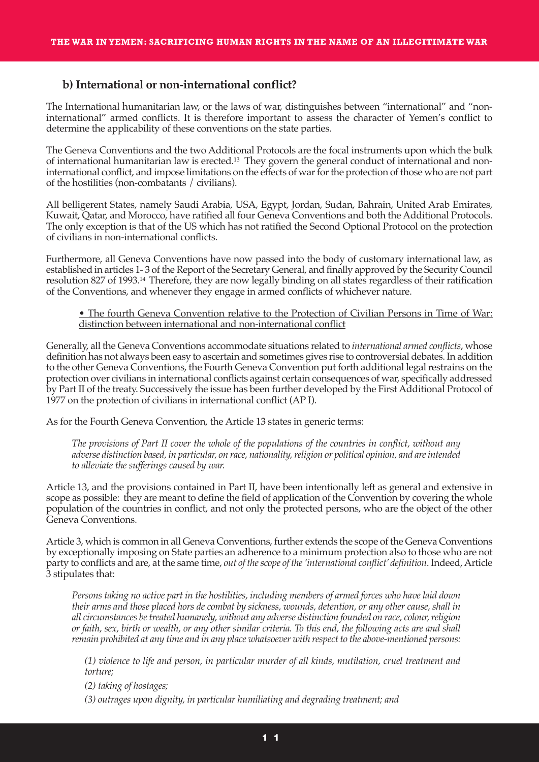## b) International or non-international conflict?

The International humanitarian law, or the laws of war, distinguishes between "international" and "non-international" armed conflicts. It is therefore important to assess the character of Yemen's conflict to determine the applicability of these conventions on the state parties.

The Geneva Conventions and the two Additional Protocols are the focal instruments upon which the bulk of international humanitarian law is erected.[13] They govern the general conduct of international and non-international conflict, and impose limitations on the effects of war for the protection of those who are not part of the hostilities (non-combatants / civilians).

All belligerent States, namely Saudi Arabia, USA, Egypt, Jordan, Sudan, Bahrain, United Arab Emirates, Kuwait, Qatar, and Morocco, have ratified all four Geneva Conventions and both the Additional Protocols. The only exception is that of the US which has not ratified the Second Optional Protocol on the protection of civilians in non-international conflicts.

Furthermore, all Geneva Conventions have now passed into the body of customary international law, as established in articles 1- 3 of the Report of the Secretary General, and finally approved by the Security Council resolution 827 of 1993.[14] Therefore, they are now legally binding on all states regardless of their ratification of the Conventions, and whenever they engage in armed conflicts of whichever nature.

- <u>The fourth Geneva Convention relative to the Protection of Civilian Persons in Time of War: distinction between international and non-international conflict</u>

Generally, all the Geneva Conventions accommodate situations related to *international armed conflicts*, whose definition has not always been easy to ascertain and sometimes gives rise to controversial debates. In addition to the other Geneva Conventions, the Fourth Geneva Convention put forth additional legal restrains on the protection over civilians in international conflicts against certain consequences of war, specifically addressed by Part II of the treaty. Successively the issue has been further developed by the First Additional Protocol of 1977 on the protection of civilians in international conflict (AP I).

As for the Fourth Geneva Convention, the Article 13 states in generic terms:

> *The provisions of Part II cover the whole of the populations of the countries in conflict, without any adverse distinction based, in particular, on race, nationality, religion or political opinion, and are intended to alleviate the sufferings caused by war.*

Article 13, and the provisions contained in Part II, have been intentionally left as general and extensive in scope as possible: they are meant to define the field of application of the Convention by covering the whole population of the countries in conflict, and not only the protected persons, who are the object of the other Geneva Conventions.

Article 3, which is common in all Geneva Conventions, further extends the scope of the Geneva Conventions by exceptionally imposing on State parties an adherence to a minimum protection also to those who are not party to conflicts and are, at the same time, *out of the scope of the 'international conflict' definition*. Indeed, Article 3 stipulates that:

> *Persons taking no active part in the hostilities, including members of armed forces who have laid down their arms and those placed hors de combat by sickness, wounds, detention, or any other cause, shall in all circumstances be treated humanely, without any adverse distinction founded on race, colour, religion or faith, sex, birth or wealth, or any other similar criteria. To this end, the following acts are and shall remain prohibited at any time and in any place whatsoever with respect to the above-mentioned persons:*
>
> *(1) violence to life and person, in particular murder of all kinds, mutilation, cruel treatment and torture;*
>
> *(2) taking of hostages;*
>
> *(3) outrages upon dignity, in particular humiliating and degrading treatment; and*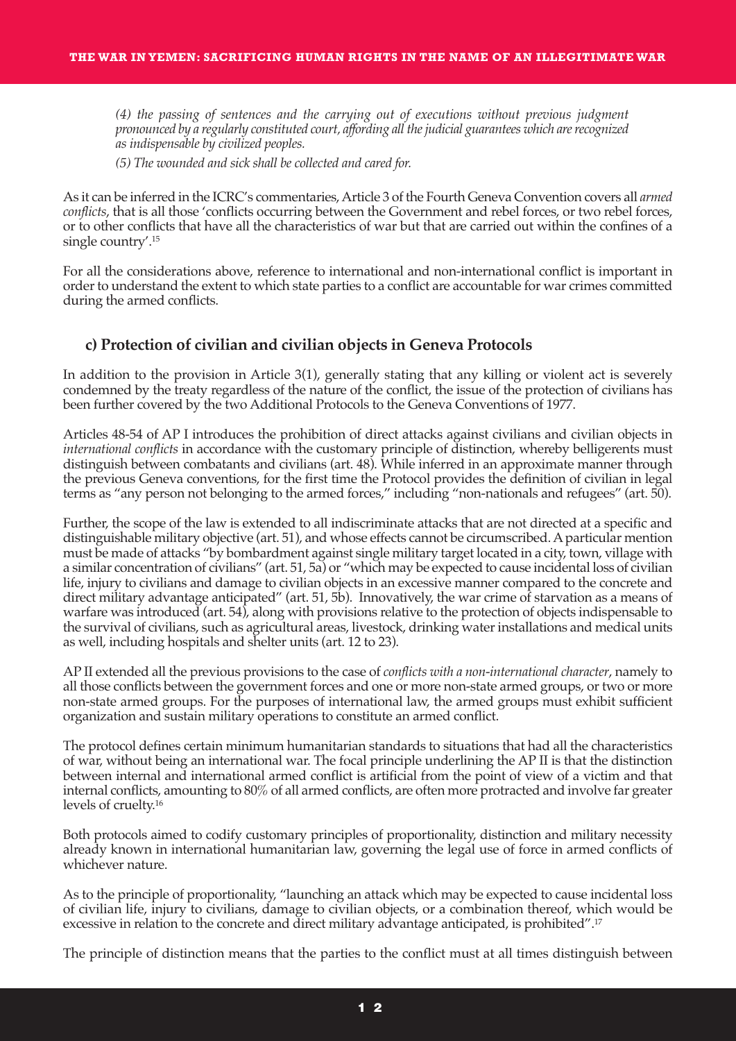*(4) the passing of sentences and the carrying out of executions without previous judgment pronounced by a regularly constituted court, affording all the judicial guarantees which are recognized as indispensable by civilized peoples.*

*(5) The wounded and sick shall be collected and cared for.*

As it can be inferred in the ICRC's commentaries, Article 3 of the Fourth Geneva Convention covers all *armed conflicts*, that is all those 'conflicts occurring between the Government and rebel forces, or two rebel forces, or to other conflicts that have all the characteristics of war but that are carried out within the confines of a single country'.[15]

For all the considerations above, reference to international and non-international conflict is important in order to understand the extent to which state parties to a conflict are accountable for war crimes committed during the armed conflicts.

### c) Protection of civilian and civilian objects in Geneva Protocols

In addition to the provision in Article 3(1), generally stating that any killing or violent act is severely condemned by the treaty regardless of the nature of the conflict, the issue of the protection of civilians has been further covered by the two Additional Protocols to the Geneva Conventions of 1977.

Articles 48-54 of AP I introduces the prohibition of direct attacks against civilians and civilian objects in *international conflicts* in accordance with the customary principle of distinction, whereby belligerents must distinguish between combatants and civilians (art. 48). While inferred in an approximate manner through the previous Geneva conventions, for the first time the Protocol provides the definition of civilian in legal terms as "any person not belonging to the armed forces," including "non-nationals and refugees" (art. 50).

Further, the scope of the law is extended to all indiscriminate attacks that are not directed at a specific and distinguishable military objective (art. 51), and whose effects cannot be circumscribed. A particular mention must be made of attacks "by bombardment against single military target located in a city, town, village with a similar concentration of civilians" (art. 51, 5a) or "which may be expected to cause incidental loss of civilian life, injury to civilians and damage to civilian objects in an excessive manner compared to the concrete and direct military advantage anticipated" (art. 51, 5b). Innovatively, the war crime of starvation as a means of warfare was introduced (art. 54), along with provisions relative to the protection of objects indispensable to the survival of civilians, such as agricultural areas, livestock, drinking water installations and medical units as well, including hospitals and shelter units (art. 12 to 23).

AP II extended all the previous provisions to the case of *conflicts with a non-international character*, namely to all those conflicts between the government forces and one or more non-state armed groups, or two or more non-state armed groups. For the purposes of international law, the armed groups must exhibit sufficient organization and sustain military operations to constitute an armed conflict.

The protocol defines certain minimum humanitarian standards to situations that had all the characteristics of war, without being an international war. The focal principle underlining the AP II is that the distinction between internal and international armed conflict is artificial from the point of view of a victim and that internal conflicts, amounting to 80% of all armed conflicts, are often more protracted and involve far greater levels of cruelty.[16]

Both protocols aimed to codify customary principles of proportionality, distinction and military necessity already known in international humanitarian law, governing the legal use of force in armed conflicts of whichever nature.

As to the principle of proportionality, "launching an attack which may be expected to cause incidental loss of civilian life, injury to civilians, damage to civilian objects, or a combination thereof, which would be excessive in relation to the concrete and direct military advantage anticipated, is prohibited".[17]

The principle of distinction means that the parties to the conflict must at all times distinguish between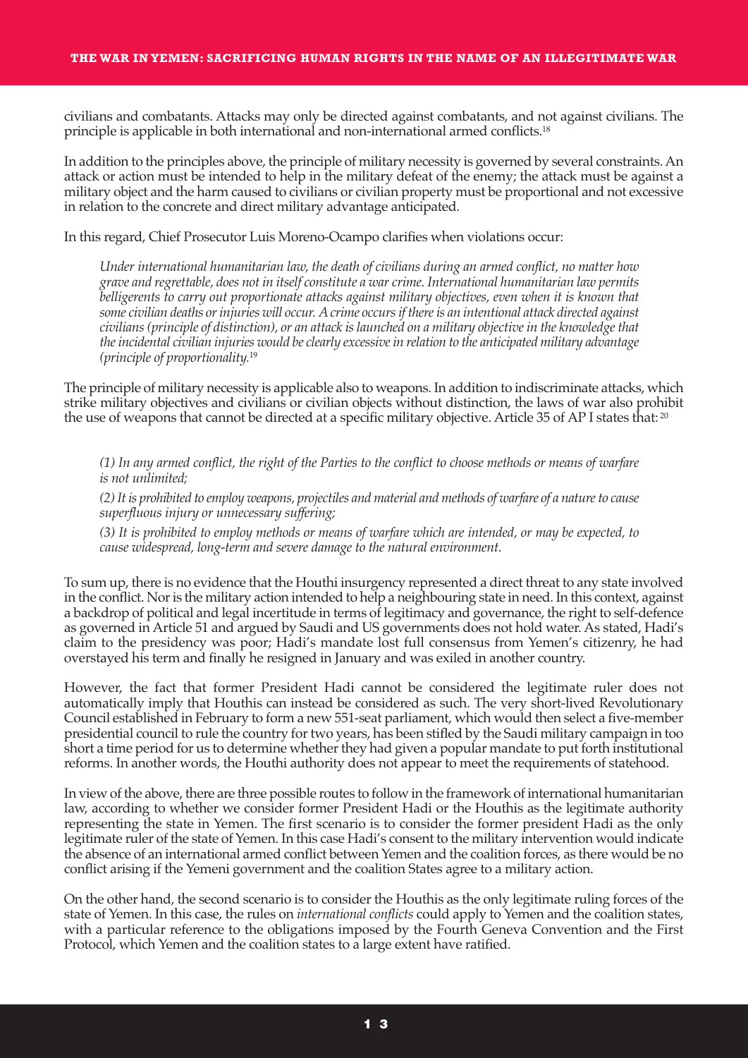civilians and combatants. Attacks may only be directed against combatants, and not against civilians. The principle is applicable in both international and non-international armed conflicts.[18]

In addition to the principles above, the principle of military necessity is governed by several constraints. An attack or action must be intended to help in the military defeat of the enemy; the attack must be against a military object and the harm caused to civilians or civilian property must be proportional and not excessive in relation to the concrete and direct military advantage anticipated.

In this regard, Chief Prosecutor Luis Moreno-Ocampo clarifies when violations occur:

> *Under international humanitarian law, the death of civilians during an armed conflict, no matter how grave and regrettable, does not in itself constitute a war crime. International humanitarian law permits belligerents to carry out proportionate attacks against military objectives, even when it is known that some civilian deaths or injuries will occur. A crime occurs if there is an intentional attack directed against civilians (principle of distinction), or an attack is launched on a military objective in the knowledge that the incidental civilian injuries would be clearly excessive in relation to the anticipated military advantage (principle of proportionality.*[19]

The principle of military necessity is applicable also to weapons. In addition to indiscriminate attacks, which strike military objectives and civilians or civilian objects without distinction, the laws of war also prohibit the use of weapons that cannot be directed at a specific military objective. Article 35 of AP I states that: [20]

> *(1) In any armed conflict, the right of the Parties to the conflict to choose methods or means of warfare is not unlimited;*
>
> *(2) It is prohibited to employ weapons, projectiles and material and methods of warfare of a nature to cause superfluous injury or unnecessary suffering;*
>
> *(3) It is prohibited to employ methods or means of warfare which are intended, or may be expected, to cause widespread, long-term and severe damage to the natural environment.*

To sum up, there is no evidence that the Houthi insurgency represented a direct threat to any state involved in the conflict. Nor is the military action intended to help a neighbouring state in need. In this context, against a backdrop of political and legal incertitude in terms of legitimacy and governance, the right to self-defence as governed in Article 51 and argued by Saudi and US governments does not hold water. As stated, Hadi's claim to the presidency was poor; Hadi's mandate lost full consensus from Yemen's citizenry, he had overstayed his term and finally he resigned in January and was exiled in another country.

However, the fact that former President Hadi cannot be considered the legitimate ruler does not automatically imply that Houthis can instead be considered as such. The very short-lived Revolutionary Council established in February to form a new 551-seat parliament, which would then select a five-member presidential council to rule the country for two years, has been stifled by the Saudi military campaign in too short a time period for us to determine whether they had given a popular mandate to put forth institutional reforms. In another words, the Houthi authority does not appear to meet the requirements of statehood.

In view of the above, there are three possible routes to follow in the framework of international humanitarian law, according to whether we consider former President Hadi or the Houthis as the legitimate authority representing the state in Yemen. The first scenario is to consider the former president Hadi as the only legitimate ruler of the state of Yemen. In this case Hadi's consent to the military intervention would indicate the absence of an international armed conflict between Yemen and the coalition forces, as there would be no conflict arising if the Yemeni government and the coalition States agree to a military action.

On the other hand, the second scenario is to consider the Houthis as the only legitimate ruling forces of the state of Yemen. In this case, the rules on *international conflicts* could apply to Yemen and the coalition states, with a particular reference to the obligations imposed by the Fourth Geneva Convention and the First Protocol, which Yemen and the coalition states to a large extent have ratified.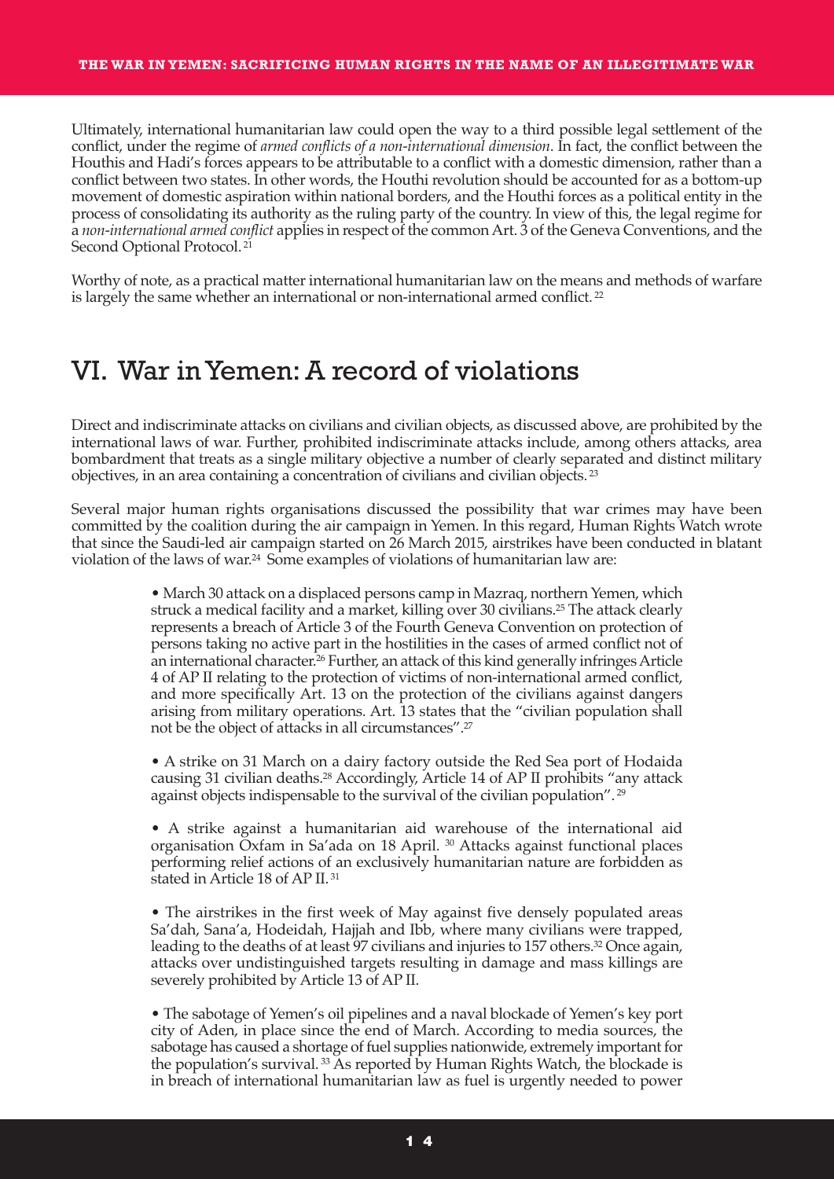Ultimately, international humanitarian law could open the way to a third possible legal settlement of the conflict, under the regime of *armed conflicts of a non-international dimension*. In fact, the conflict between the Houthis and Hadi's forces appears to be attributable to a conflict with a domestic dimension, rather than a conflict between two states. In other words, the Houthi revolution should be accounted for as a bottom-up movement of domestic aspiration within national borders, and the Houthi forces as a political entity in the process of consolidating its authority as the ruling party of the country. In view of this, the legal regime for a *non-international armed conflict* applies in respect of the common Art. 3 of the Geneva Conventions, and the Second Optional Protocol. [21]

Worthy of note, as a practical matter international humanitarian law on the means and methods of warfare is largely the same whether an international or non-international armed conflict. [22]

## VI. War in Yemen: A record of violations

Direct and indiscriminate attacks on civilians and civilian objects, as discussed above, are prohibited by the international laws of war. Further, prohibited indiscriminate attacks include, among others attacks, area bombardment that treats as a single military objective a number of clearly separated and distinct military objectives, in an area containing a concentration of civilians and civilian objects. [23]

Several major human rights organisations discussed the possibility that war crimes may have been committed by the coalition during the air campaign in Yemen. In this regard, Human Rights Watch wrote that since the Saudi-led air campaign started on 26 March 2015, airstrikes have been conducted in blatant violation of the laws of war.[24] Some examples of violations of humanitarian law are:

- March 30 attack on a displaced persons camp in Mazraq, northern Yemen, which struck a medical facility and a market, killing over 30 civilians.[25] The attack clearly represents a breach of Article 3 of the Fourth Geneva Convention on protection of persons taking no active part in the hostilities in the cases of armed conflict not of an international character.[26] Further, an attack of this kind generally infringes Article 4 of AP II relating to the protection of victims of non-international armed conflict, and more specifically Art. 13 on the protection of the civilians against dangers arising from military operations. Art. 13 states that the "civilian population shall not be the object of attacks in all circumstances".[27]

- A strike on 31 March on a dairy factory outside the Red Sea port of Hodaida causing 31 civilian deaths.[28] Accordingly, Article 14 of AP II prohibits "any attack against objects indispensable to the survival of the civilian population". [29]

- A strike against a humanitarian aid warehouse of the international aid organisation Oxfam in Sa'ada on 18 April. [30] Attacks against functional places performing relief actions of an exclusively humanitarian nature are forbidden as stated in Article 18 of AP II. [31]

- The airstrikes in the first week of May against five densely populated areas Sa'dah, Sana'a, Hodeidah, Hajjah and Ibb, where many civilians were trapped, leading to the deaths of at least 97 civilians and injuries to 157 others.[32] Once again, attacks over undistinguished targets resulting in damage and mass killings are severely prohibited by Article 13 of AP II.

- The sabotage of Yemen's oil pipelines and a naval blockade of Yemen's key port city of Aden, in place since the end of March. According to media sources, the sabotage has caused a shortage of fuel supplies nationwide, extremely important for the population's survival. [33] As reported by Human Rights Watch, the blockade is in breach of international humanitarian law as fuel is urgently needed to power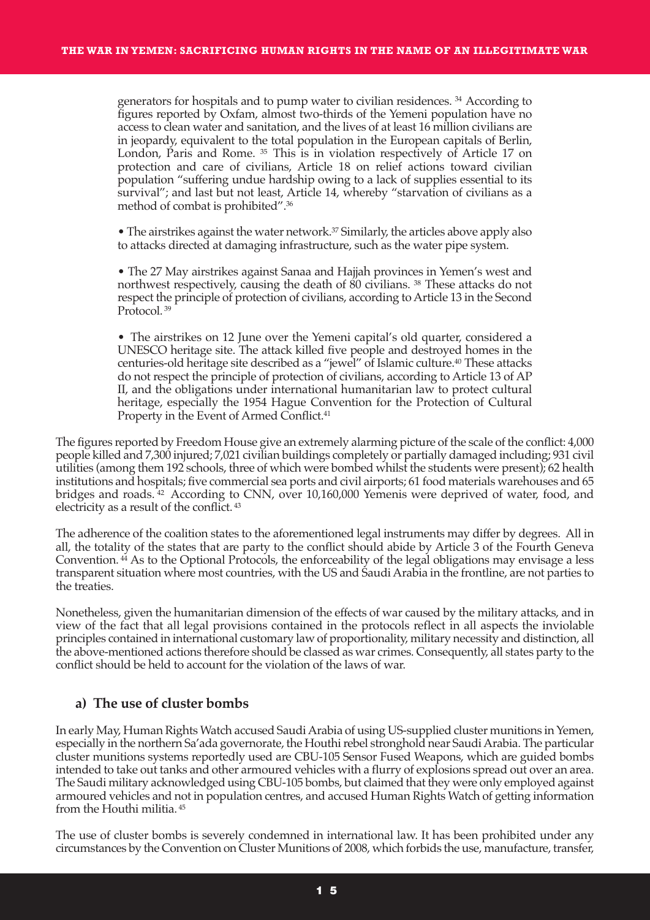generators for hospitals and to pump water to civilian residences. [34] According to figures reported by Oxfam, almost two-thirds of the Yemeni population have no access to clean water and sanitation, and the lives of at least 16 million civilians are in jeopardy, equivalent to the total population in the European capitals of Berlin, London, Paris and Rome. [35] This is in violation respectively of Article 17 on protection and care of civilians, Article 18 on relief actions toward civilian population "suffering undue hardship owing to a lack of supplies essential to its survival"; and last but not least, Article 14, whereby "starvation of civilians as a method of combat is prohibited".[36]

- The airstrikes against the water network.[37] Similarly, the articles above apply also to attacks directed at damaging infrastructure, such as the water pipe system.

- The 27 May airstrikes against Sanaa and Hajjah provinces in Yemen's west and northwest respectively, causing the death of 80 civilians. [38] These attacks do not respect the principle of protection of civilians, according to Article 13 in the Second Protocol. [39]

- The airstrikes on 12 June over the Yemeni capital's old quarter, considered a UNESCO heritage site. The attack killed five people and destroyed homes in the centuries-old heritage site described as a "jewel" of Islamic culture.[40] These attacks do not respect the principle of protection of civilians, according to Article 13 of AP II, and the obligations under international humanitarian law to protect cultural heritage, especially the 1954 Hague Convention for the Protection of Cultural Property in the Event of Armed Conflict.[41]

The figures reported by Freedom House give an extremely alarming picture of the scale of the conflict: 4,000 people killed and 7,300 injured; 7,021 civilian buildings completely or partially damaged including; 931 civil utilities (among them 192 schools, three of which were bombed whilst the students were present); 62 health institutions and hospitals; five commercial sea ports and civil airports; 61 food materials warehouses and 65 bridges and roads. [42] According to CNN, over 10,160,000 Yemenis were deprived of water, food, and electricity as a result of the conflict. [43]

The adherence of the coalition states to the aforementioned legal instruments may differ by degrees. All in all, the totality of the states that are party to the conflict should abide by Article 3 of the Fourth Geneva Convention. [44] As to the Optional Protocols, the enforceability of the legal obligations may envisage a less transparent situation where most countries, with the US and Saudi Arabia in the frontline, are not parties to the treaties.

Nonetheless, given the humanitarian dimension of the effects of war caused by the military attacks, and in view of the fact that all legal provisions contained in the protocols reflect in all aspects the inviolable principles contained in international customary law of proportionality, military necessity and distinction, all the above-mentioned actions therefore should be classed as war crimes. Consequently, all states party to the conflict should be held to account for the violation of the laws of war.

### a) The use of cluster bombs

In early May, Human Rights Watch accused Saudi Arabia of using US-supplied cluster munitions in Yemen, especially in the northern Sa'ada governorate, the Houthi rebel stronghold near Saudi Arabia. The particular cluster munitions systems reportedly used are CBU-105 Sensor Fused Weapons, which are guided bombs intended to take out tanks and other armoured vehicles with a flurry of explosions spread out over an area. The Saudi military acknowledged using CBU-105 bombs, but claimed that they were only employed against armoured vehicles and not in population centres, and accused Human Rights Watch of getting information from the Houthi militia. [45]

The use of cluster bombs is severely condemned in international law. It has been prohibited under any circumstances by the Convention on Cluster Munitions of 2008, which forbids the use, manufacture, transfer,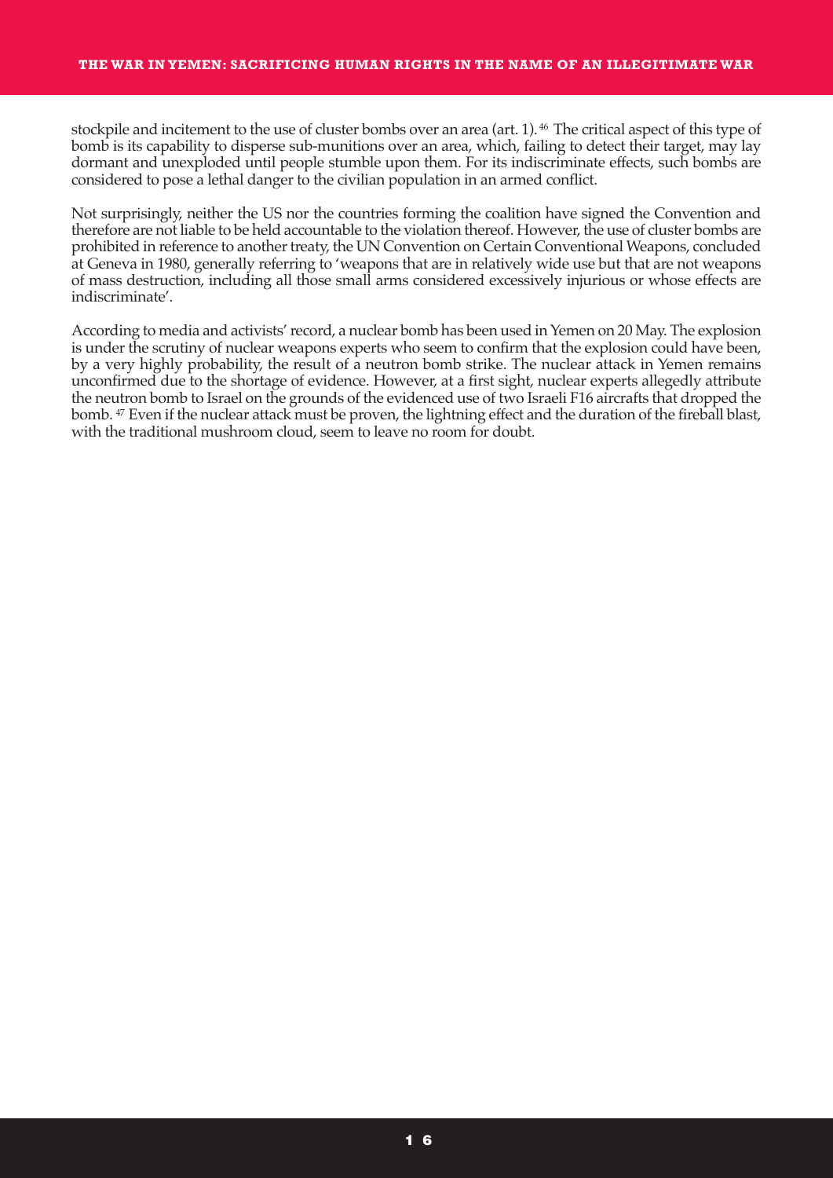stockpile and incitement to the use of cluster bombs over an area (art. 1).[46] The critical aspect of this type of bomb is its capability to disperse sub-munitions over an area, which, failing to detect their target, may lay dormant and unexploded until people stumble upon them. For its indiscriminate effects, such bombs are considered to pose a lethal danger to the civilian population in an armed conflict.

Not surprisingly, neither the US nor the countries forming the coalition have signed the Convention and therefore are not liable to be held accountable to the violation thereof. However, the use of cluster bombs are prohibited in reference to another treaty, the UN Convention on Certain Conventional Weapons, concluded at Geneva in 1980, generally referring to 'weapons that are in relatively wide use but that are not weapons of mass destruction, including all those small arms considered excessively injurious or whose effects are indiscriminate'.

According to media and activists' record, a nuclear bomb has been used in Yemen on 20 May. The explosion is under the scrutiny of nuclear weapons experts who seem to confirm that the explosion could have been, by a very highly probability, the result of a neutron bomb strike. The nuclear attack in Yemen remains unconfirmed due to the shortage of evidence. However, at a first sight, nuclear experts allegedly attribute the neutron bomb to Israel on the grounds of the evidenced use of two Israeli F16 aircrafts that dropped the bomb.[47] Even if the nuclear attack must be proven, the lightning effect and the duration of the fireball blast, with the traditional mushroom cloud, seem to leave no room for doubt.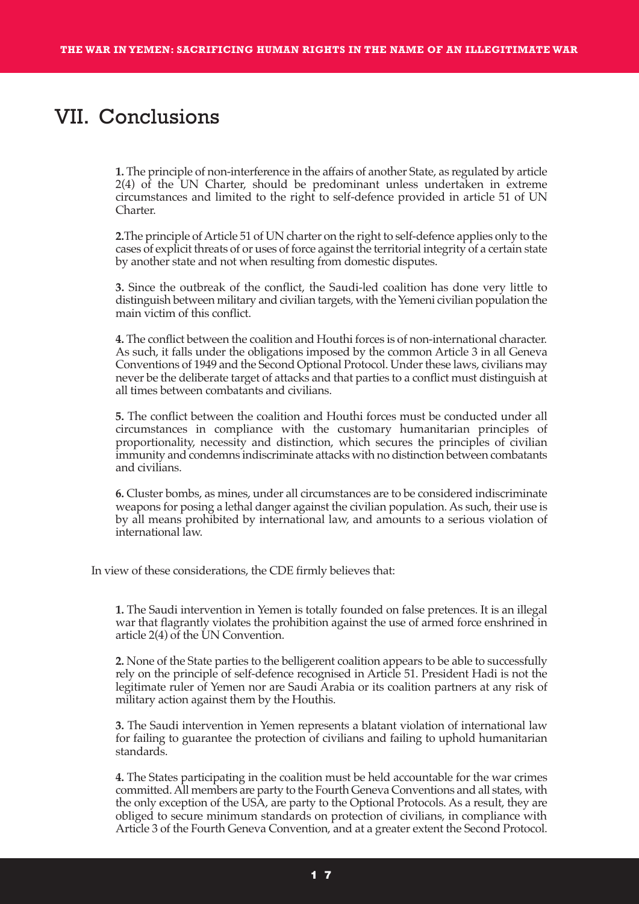# VII. Conclusions

**1.** The principle of non-interference in the affairs of another State, as regulated by article 2(4) of the UN Charter, should be predominant unless undertaken in extreme circumstances and limited to the right to self-defence provided in article 51 of UN Charter.

**2.**The principle of Article 51 of UN charter on the right to self-defence applies only to the cases of explicit threats of or uses of force against the territorial integrity of a certain state by another state and not when resulting from domestic disputes.

**3.** Since the outbreak of the conflict, the Saudi-led coalition has done very little to distinguish between military and civilian targets, with the Yemeni civilian population the main victim of this conflict.

**4.** The conflict between the coalition and Houthi forces is of non-international character. As such, it falls under the obligations imposed by the common Article 3 in all Geneva Conventions of 1949 and the Second Optional Protocol. Under these laws, civilians may never be the deliberate target of attacks and that parties to a conflict must distinguish at all times between combatants and civilians.

**5.** The conflict between the coalition and Houthi forces must be conducted under all circumstances in compliance with the customary humanitarian principles of proportionality, necessity and distinction, which secures the principles of civilian immunity and condemns indiscriminate attacks with no distinction between combatants and civilians.

**6.** Cluster bombs, as mines, under all circumstances are to be considered indiscriminate weapons for posing a lethal danger against the civilian population. As such, their use is by all means prohibited by international law, and amounts to a serious violation of international law.

In view of these considerations, the CDE firmly believes that:

**1.** The Saudi intervention in Yemen is totally founded on false pretences. It is an illegal war that flagrantly violates the prohibition against the use of armed force enshrined in article 2(4) of the UN Convention.

**2.** None of the State parties to the belligerent coalition appears to be able to successfully rely on the principle of self-defence recognised in Article 51. President Hadi is not the legitimate ruler of Yemen nor are Saudi Arabia or its coalition partners at any risk of military action against them by the Houthis.

**3.** The Saudi intervention in Yemen represents a blatant violation of international law for failing to guarantee the protection of civilians and failing to uphold humanitarian standards.

**4.** The States participating in the coalition must be held accountable for the war crimes committed. All members are party to the Fourth Geneva Conventions and all states, with the only exception of the USA, are party to the Optional Protocols. As a result, they are obliged to secure minimum standards on protection of civilians, in compliance with Article 3 of the Fourth Geneva Convention, and at a greater extent the Second Protocol.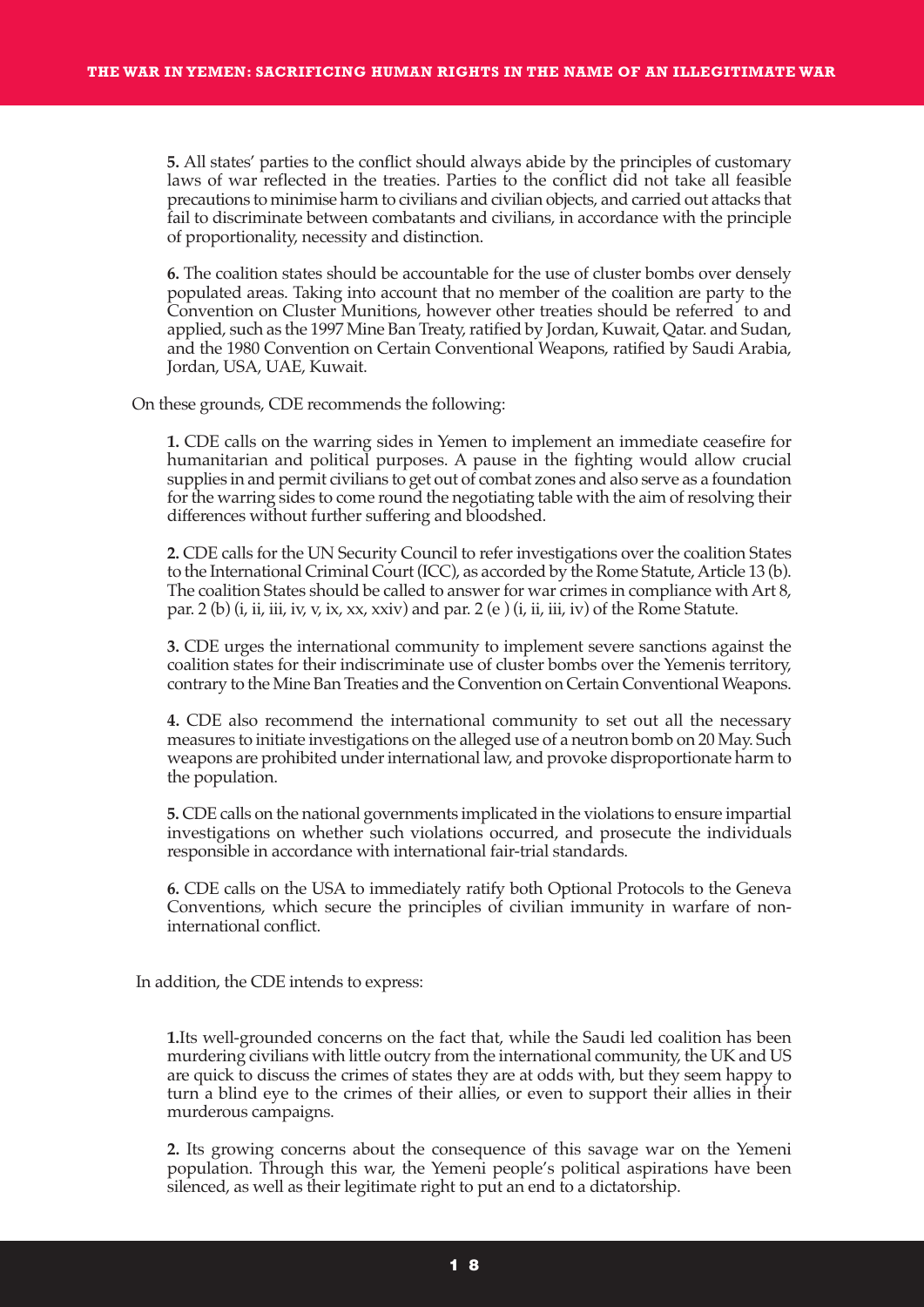**5.** All states' parties to the conflict should always abide by the principles of customary laws of war reflected in the treaties. Parties to the conflict did not take all feasible precautions to minimise harm to civilians and civilian objects, and carried out attacks that fail to discriminate between combatants and civilians, in accordance with the principle of proportionality, necessity and distinction.

**6.** The coalition states should be accountable for the use of cluster bombs over densely populated areas. Taking into account that no member of the coalition are party to the Convention on Cluster Munitions, however other treaties should be referred to and applied, such as the 1997 Mine Ban Treaty, ratified by Jordan, Kuwait, Qatar. and Sudan, and the 1980 Convention on Certain Conventional Weapons, ratified by Saudi Arabia, Jordan, USA, UAE, Kuwait.

On these grounds, CDE recommends the following:

**1.** CDE calls on the warring sides in Yemen to implement an immediate ceasefire for humanitarian and political purposes. A pause in the fighting would allow crucial supplies in and permit civilians to get out of combat zones and also serve as a foundation for the warring sides to come round the negotiating table with the aim of resolving their differences without further suffering and bloodshed.

**2.** CDE calls for the UN Security Council to refer investigations over the coalition States to the International Criminal Court (ICC), as accorded by the Rome Statute, Article 13 (b). The coalition States should be called to answer for war crimes in compliance with Art 8, par. 2 (b) (i, ii, iii, iv, v, ix, xx, xxiv) and par. 2 (e ) (i, ii, iii, iv) of the Rome Statute.

**3.** CDE urges the international community to implement severe sanctions against the coalition states for their indiscriminate use of cluster bombs over the Yemenis territory, contrary to the Mine Ban Treaties and the Convention on Certain Conventional Weapons.

**4.** CDE also recommend the international community to set out all the necessary measures to initiate investigations on the alleged use of a neutron bomb on 20 May. Such weapons are prohibited under international law, and provoke disproportionate harm to the population.

**5.** CDE calls on the national governments implicated in the violations to ensure impartial investigations on whether such violations occurred, and prosecute the individuals responsible in accordance with international fair-trial standards.

**6.** CDE calls on the USA to immediately ratify both Optional Protocols to the Geneva Conventions, which secure the principles of civilian immunity in warfare of non-international conflict.

In addition, the CDE intends to express:

**1.**Its well-grounded concerns on the fact that, while the Saudi led coalition has been murdering civilians with little outcry from the international community, the UK and US are quick to discuss the crimes of states they are at odds with, but they seem happy to turn a blind eye to the crimes of their allies, or even to support their allies in their murderous campaigns.

**2.** Its growing concerns about the consequence of this savage war on the Yemeni population. Through this war, the Yemeni people's political aspirations have been silenced, as well as their legitimate right to put an end to a dictatorship.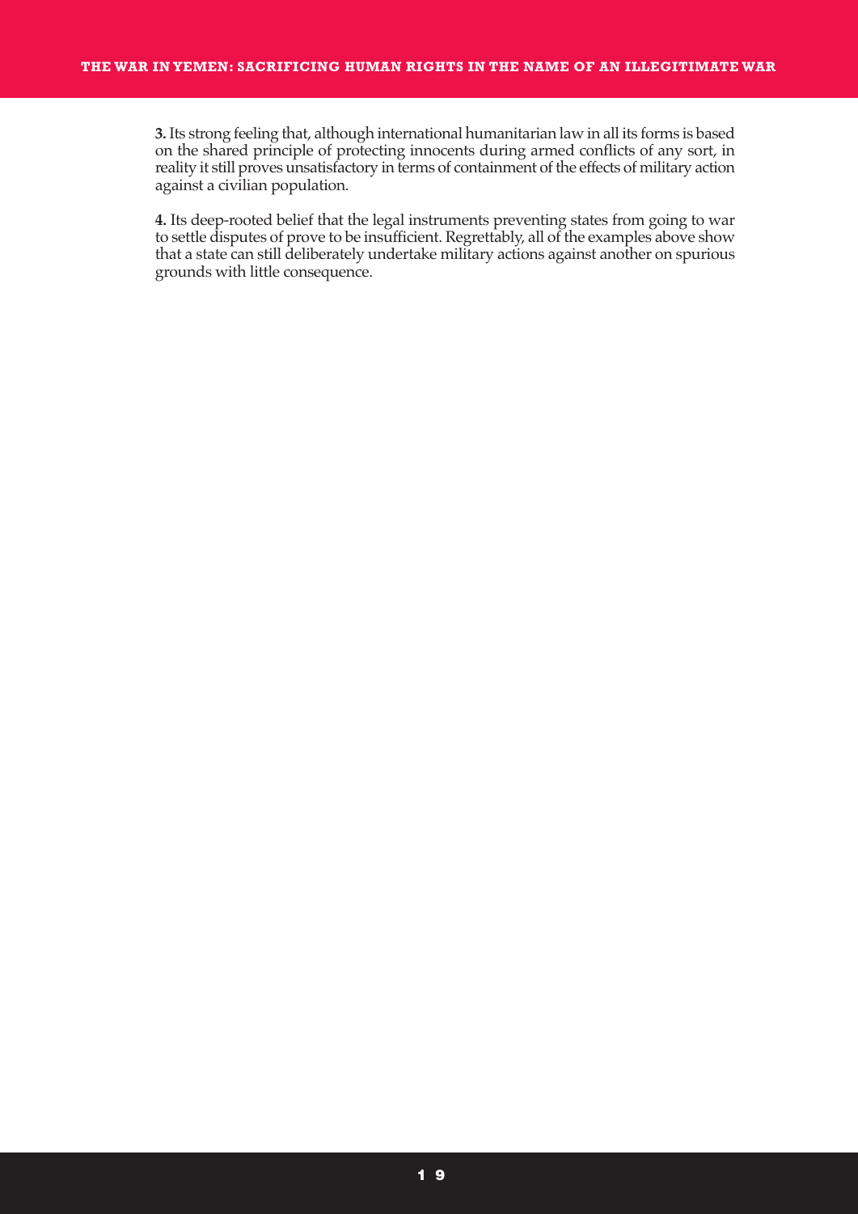**3.** Its strong feeling that, although international humanitarian law in all its forms is based on the shared principle of protecting innocents during armed conflicts of any sort, in reality it still proves unsatisfactory in terms of containment of the effects of military action against a civilian population.

**4.** Its deep-rooted belief that the legal instruments preventing states from going to war to settle disputes of prove to be insufficient. Regrettably, all of the examples above show that a state can still deliberately undertake military actions against another on spurious grounds with little consequence.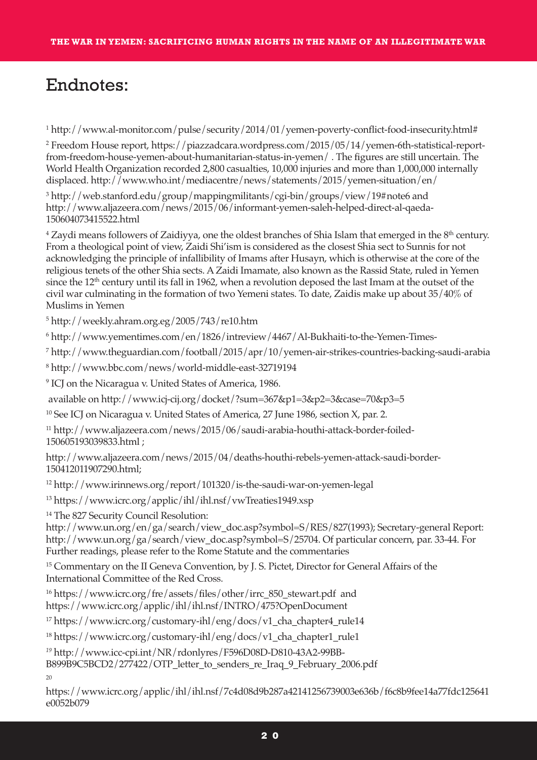# Endnotes:

[1] http://www.al-monitor.com/pulse/security/2014/01/yemen-poverty-conflict-food-insecurity.html#

[2] Freedom House report, https://piazzadcara.wordpress.com/2015/05/14/yemen-6th-statistical-report-from-freedom-house-yemen-about-humanitarian-status-in-yemen/ . The figures are still uncertain. The World Health Organization recorded 2,800 casualties, 10,000 injuries and more than 1,000,000 internally displaced. http://www.who.int/mediacentre/news/statements/2015/yemen-situation/en/

[3] http://web.stanford.edu/group/mappingmilitants/cgi-bin/groups/view/19#note6 and http://www.aljazeera.com/news/2015/06/informant-yemen-saleh-helped-direct-al-qaeda-150604073415522.html

[4] Zaydi means followers of Zaidiyya, one the oldest branches of Shia Islam that emerged in the 8th century. From a theological point of view, Zaidi Shi'ism is considered as the closest Shia sect to Sunnis for not acknowledging the principle of infallibility of Imams after Husayn, which is otherwise at the core of the religious tenets of the other Shia sects. A Zaidi Imamate, also known as the Rassid State, ruled in Yemen since the 12th century until its fall in 1962, when a revolution deposed the last Imam at the outset of the civil war culminating in the formation of two Yemeni states. To date, Zaidis make up about 35/40% of Muslims in Yemen

[5] http://weekly.ahram.org.eg/2005/743/re10.htm

[6] http://www.yementimes.com/en/1826/intreview/4467/Al-Bukhaiti-to-the-Yemen-Times-

[7] http://www.theguardian.com/football/2015/apr/10/yemen-air-strikes-countries-backing-saudi-arabia

[8] http://www.bbc.com/news/world-middle-east-32719194

[9] ICJ on the Nicaragua v. United States of America, 1986.

available on http://www.icj-cij.org/docket/?sum=367&p1=3&p2=3&case=70&p3=5

[10] See ICJ on Nicaragua v. United States of America, 27 June 1986, section X, par. 2.

[11] http://www.aljazeera.com/news/2015/06/saudi-arabia-houthi-attack-border-foiled-150605193039833.html ;

http://www.aljazeera.com/news/2015/04/deaths-houthi-rebels-yemen-attack-saudi-border-150412011907290.html;

[12] http://www.irinnews.org/report/101320/is-the-saudi-war-on-yemen-legal

[13] https://www.icrc.org/applic/ihl/ihl.nsf/vwTreaties1949.xsp

[14] The 827 Security Council Resolution: http://www.un.org/en/ga/search/view_doc.asp?symbol=S/RES/827(1993); Secretary-general Report: http://www.un.org/ga/search/view_doc.asp?symbol=S/25704. Of particular concern, par. 33-44. For Further readings, please refer to the Rome Statute and the commentaries

[15] Commentary on the II Geneva Convention, by J. S. Pictet, Director for General Affairs of the International Committee of the Red Cross.

[16] https://www.icrc.org/fre/assets/files/other/irrc_850_stewart.pdf and https://www.icrc.org/applic/ihl/ihl.nsf/INTRO/475?OpenDocument

[17] https://www.icrc.org/customary-ihl/eng/docs/v1_cha_chapter4_rule14

[18] https://www.icrc.org/customary-ihl/eng/docs/v1_cha_chapter1_rule1

[19] http://www.icc-cpi.int/NR/rdonlyres/F596D08D-D810-43A2-99BB-B899B9C5BCD2/277422/OTP_letter_to_senders_re_Iraq_9_February_2006.pdf

[20] https://www.icrc.org/applic/ihl/ihl.nsf/7c4d08d9b287a42141256739003e636b/f6c8b9fee14a77fdc125641e0052b079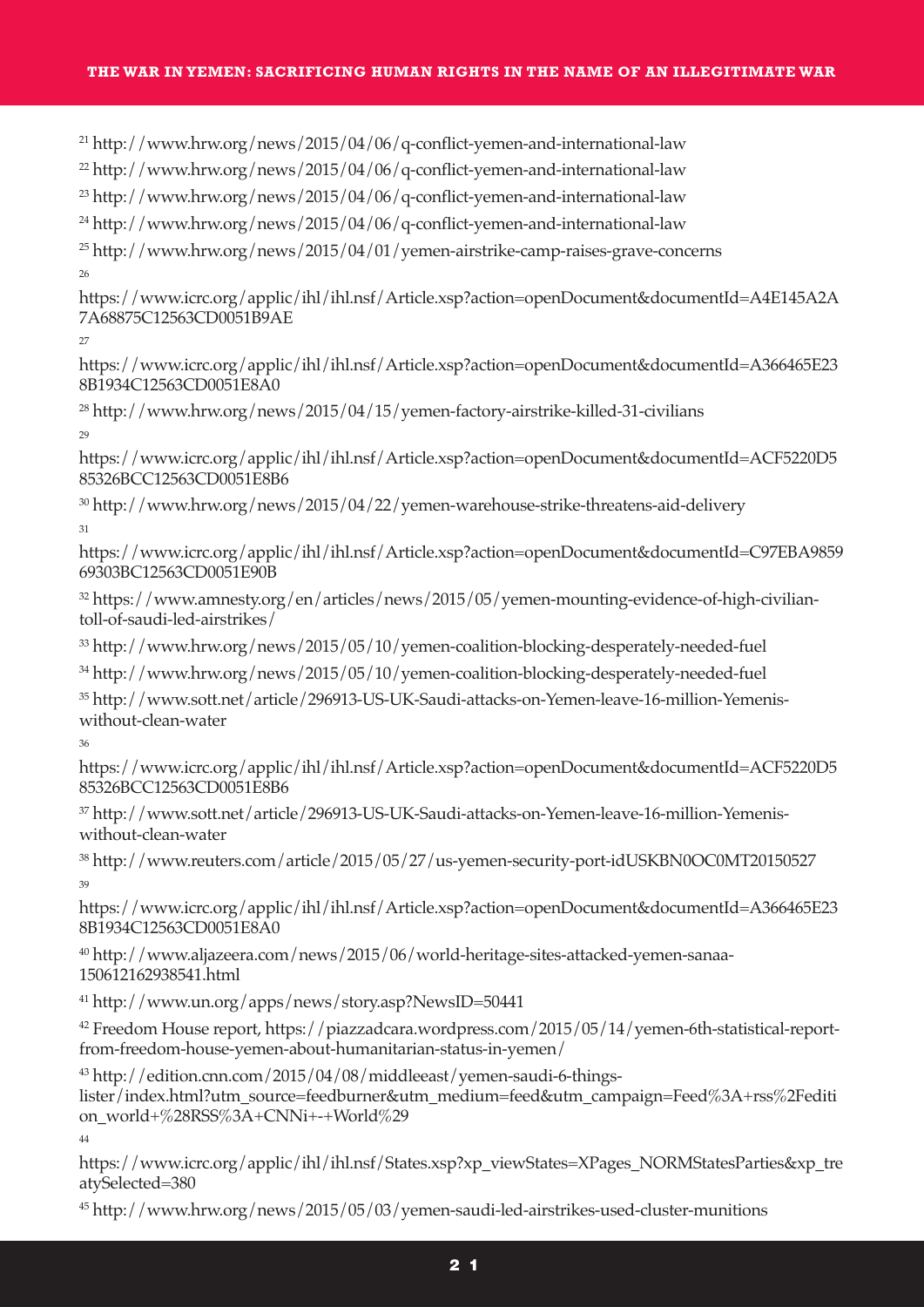[21] http://www.hrw.org/news/2015/04/06/q-conflict-yemen-and-international-law

[22] http://www.hrw.org/news/2015/04/06/q-conflict-yemen-and-international-law

[23] http://www.hrw.org/news/2015/04/06/q-conflict-yemen-and-international-law

[24] http://www.hrw.org/news/2015/04/06/q-conflict-yemen-and-international-law

[25] http://www.hrw.org/news/2015/04/01/yemen-airstrike-camp-raises-grave-concerns

[26] https://www.icrc.org/applic/ihl/ihl.nsf/Article.xsp?action=openDocument&documentId=A4E145A2A7A68875C12563CD0051B9AE

[27] https://www.icrc.org/applic/ihl/ihl.nsf/Article.xsp?action=openDocument&documentId=A366465E238B1934C12563CD0051E8A0

[28] http://www.hrw.org/news/2015/04/15/yemen-factory-airstrike-killed-31-civilians

[29] https://www.icrc.org/applic/ihl/ihl.nsf/Article.xsp?action=openDocument&documentId=ACF5220D585326BCC12563CD0051E8B6

[30] http://www.hrw.org/news/2015/04/22/yemen-warehouse-strike-threatens-aid-delivery

[31] https://www.icrc.org/applic/ihl/ihl.nsf/Article.xsp?action=openDocument&documentId=C97EBA985969303BC12563CD0051E90B

[32] https://www.amnesty.org/en/articles/news/2015/05/yemen-mounting-evidence-of-high-civilian-toll-of-saudi-led-airstrikes/

[33] http://www.hrw.org/news/2015/05/10/yemen-coalition-blocking-desperately-needed-fuel

[34] http://www.hrw.org/news/2015/05/10/yemen-coalition-blocking-desperately-needed-fuel

[35] http://www.sott.net/article/296913-US-UK-Saudi-attacks-on-Yemen-leave-16-million-Yemenis-without-clean-water

[36] https://www.icrc.org/applic/ihl/ihl.nsf/Article.xsp?action=openDocument&documentId=ACF5220D585326BCC12563CD0051E8B6

[37] http://www.sott.net/article/296913-US-UK-Saudi-attacks-on-Yemen-leave-16-million-Yemenis-without-clean-water

[38] http://www.reuters.com/article/2015/05/27/us-yemen-security-port-idUSKBN0OC0MT20150527

[39] https://www.icrc.org/applic/ihl/ihl.nsf/Article.xsp?action=openDocument&documentId=A366465E238B1934C12563CD0051E8A0

[40] http://www.aljazeera.com/news/2015/06/world-heritage-sites-attacked-yemen-sanaa-150612162938541.html

[41] http://www.un.org/apps/news/story.asp?NewsID=50441

[42] Freedom House report, https://piazzadcara.wordpress.com/2015/05/14/yemen-6th-statistical-report-from-freedom-house-yemen-about-humanitarian-status-in-yemen/

[43] http://edition.cnn.com/2015/04/08/middleeast/yemen-saudi-6-things-lister/index.html?utm_source=feedburner&utm_medium=feed&utm_campaign=Feed%3A+rss%2Fedition_world+%28RSS%3A+CNNi+-+World%29

[44] https://www.icrc.org/applic/ihl/ihl.nsf/States.xsp?xp_viewStates=XPages_NORMStatesParties&xp_treatySelected=380

[45] http://www.hrw.org/news/2015/05/03/yemen-saudi-led-airstrikes-used-cluster-munitions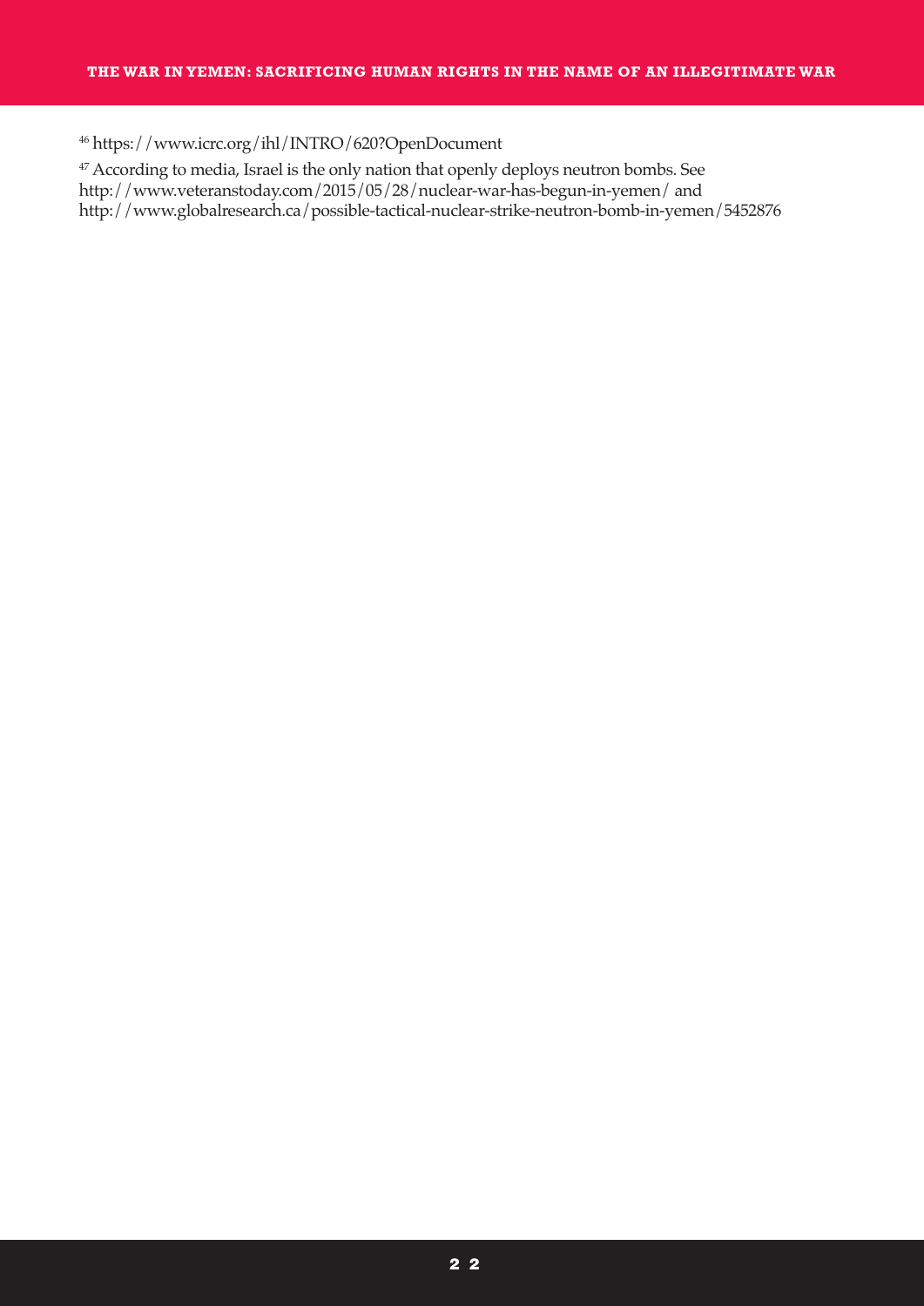[46] https://www.icrc.org/ihl/INTRO/620?OpenDocument

[47] According to media, Israel is the only nation that openly deploys neutron bombs. See http://www.veteranstoday.com/2015/05/28/nuclear-war-has-begun-in-yemen/ and http://www.globalresearch.ca/possible-tactical-nuclear-strike-neutron-bomb-in-yemen/5452876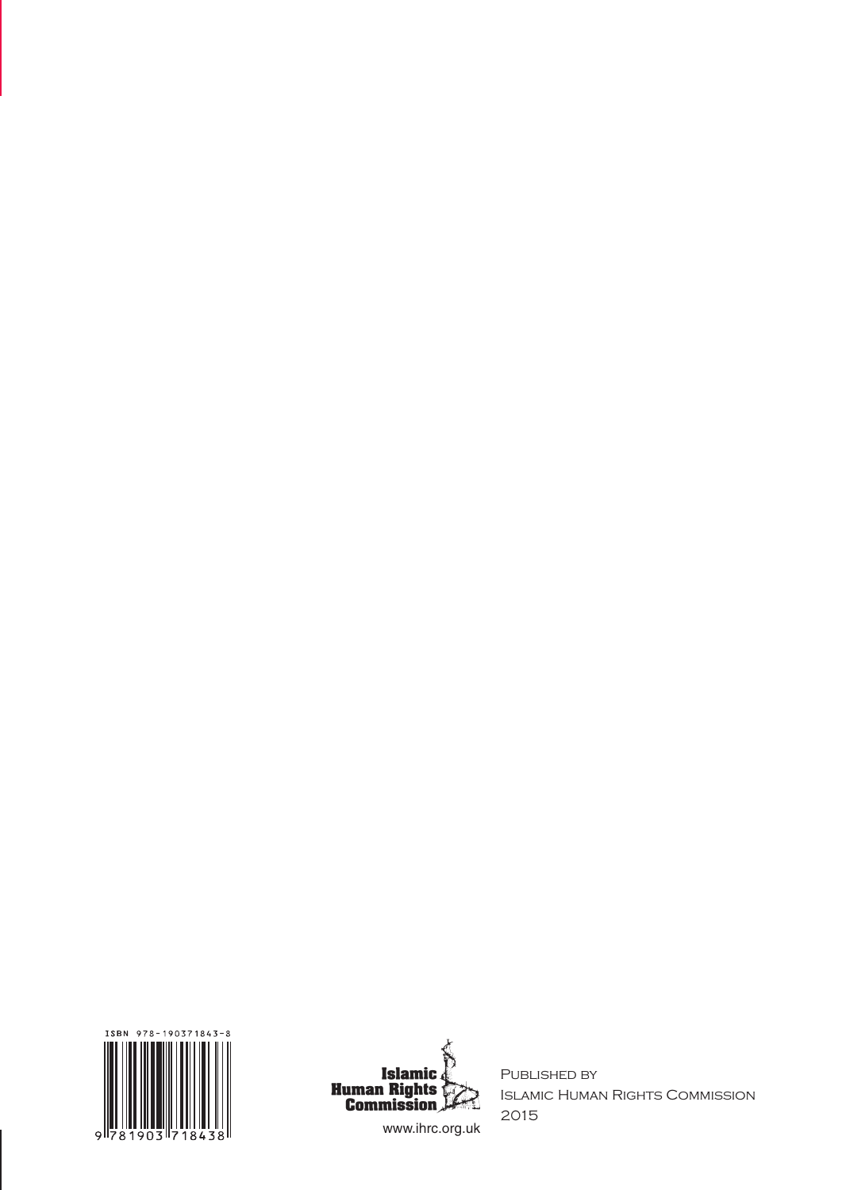ISBN 978-190371843-8

9 781903 718438

Islamic Human Rights Commission

www.ihrc.org.uk

Published by
Islamic Human Rights Commission
2015